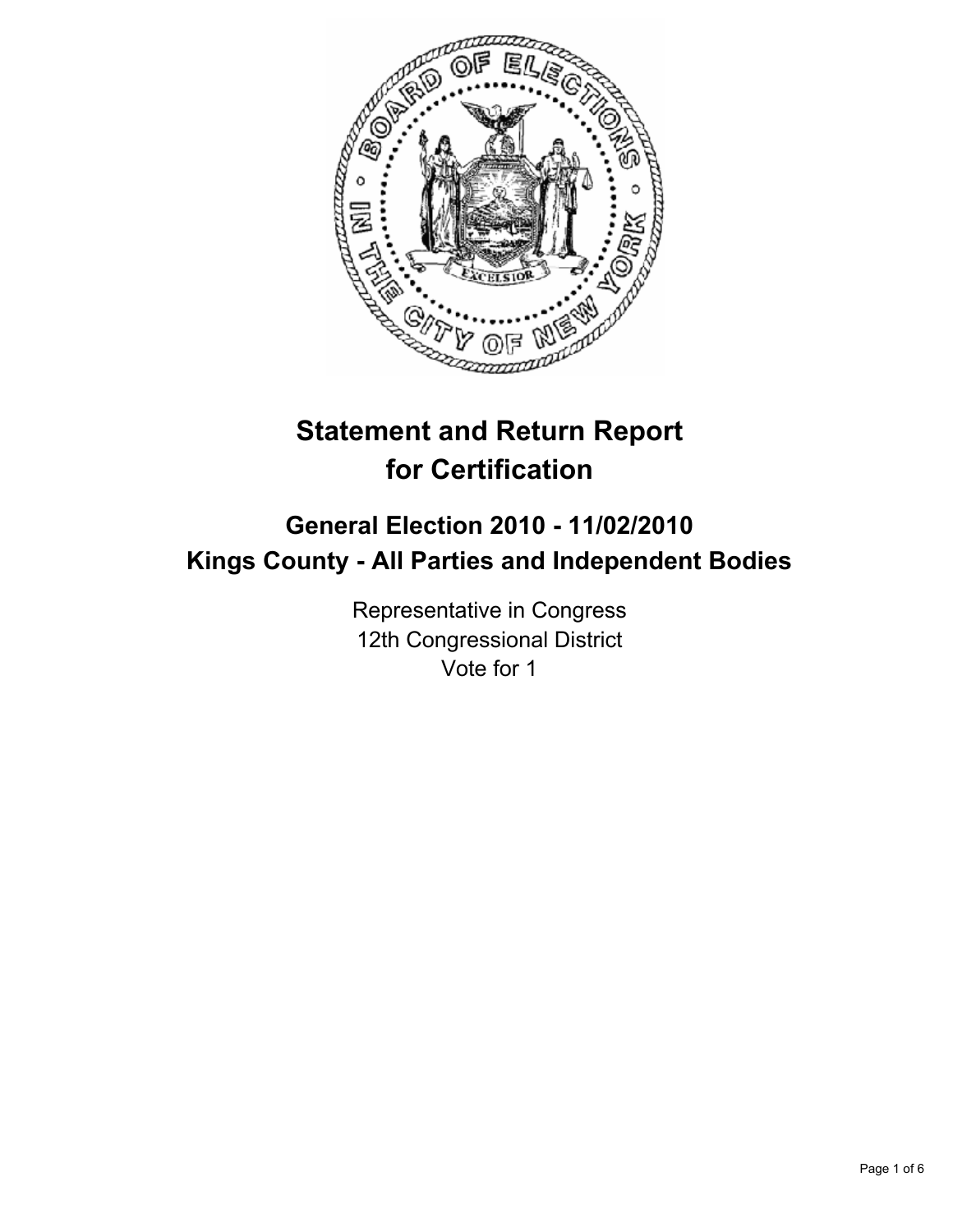# Statement and Return Report for Certification

## General Election 2010 - 11/02/2010
## Kings County - All Parties and Independent Bodies

Representative in Congress
12th Congressional District
Vote for 1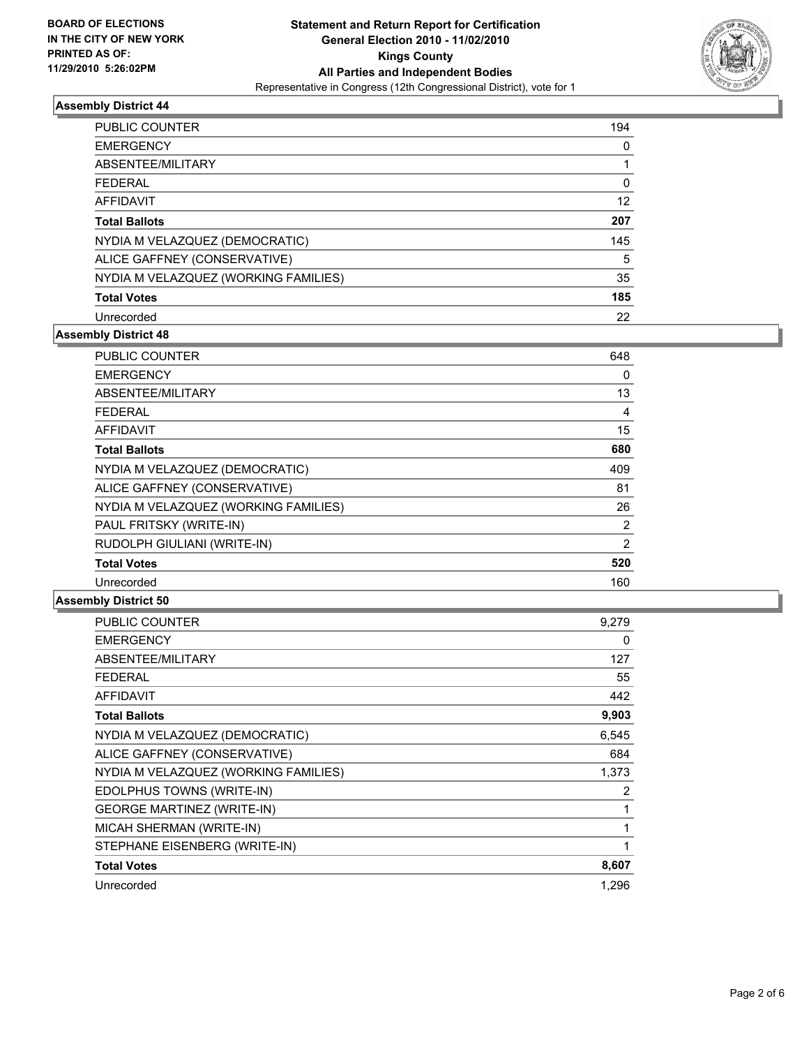**BOARD OF ELECTIONS IN THE CITY OF NEW YORK PRINTED AS OF: 11/29/2010 5:26:02PM**

**Statement and Return Report for Certification General Election 2010 - 11/02/2010 Kings County All Parties and Independent Bodies**
Representative in Congress (12th Congressional District), vote for 1

### Assembly District 44

| | |
|---|---|
| PUBLIC COUNTER | 194 |
| EMERGENCY | 0 |
| ABSENTEE/MILITARY | 1 |
| FEDERAL | 0 |
| AFFIDAVIT | 12 |
| **Total Ballots** | **207** |
| NYDIA M VELAZQUEZ (DEMOCRATIC) | 145 |
| ALICE GAFFNEY (CONSERVATIVE) | 5 |
| NYDIA M VELAZQUEZ (WORKING FAMILIES) | 35 |
| **Total Votes** | **185** |
| Unrecorded | 22 |

### Assembly District 48

| | |
|---|---|
| PUBLIC COUNTER | 648 |
| EMERGENCY | 0 |
| ABSENTEE/MILITARY | 13 |
| FEDERAL | 4 |
| AFFIDAVIT | 15 |
| **Total Ballots** | **680** |
| NYDIA M VELAZQUEZ (DEMOCRATIC) | 409 |
| ALICE GAFFNEY (CONSERVATIVE) | 81 |
| NYDIA M VELAZQUEZ (WORKING FAMILIES) | 26 |
| PAUL FRITSKY (WRITE-IN) | 2 |
| RUDOLPH GIULIANI (WRITE-IN) | 2 |
| **Total Votes** | **520** |
| Unrecorded | 160 |

### Assembly District 50

| | |
|---|---|
| PUBLIC COUNTER | 9,279 |
| EMERGENCY | 0 |
| ABSENTEE/MILITARY | 127 |
| FEDERAL | 55 |
| AFFIDAVIT | 442 |
| **Total Ballots** | **9,903** |
| NYDIA M VELAZQUEZ (DEMOCRATIC) | 6,545 |
| ALICE GAFFNEY (CONSERVATIVE) | 684 |
| NYDIA M VELAZQUEZ (WORKING FAMILIES) | 1,373 |
| EDOLPHUS TOWNS (WRITE-IN) | 2 |
| GEORGE MARTINEZ (WRITE-IN) | 1 |
| MICAH SHERMAN (WRITE-IN) | 1 |
| STEPHANE EISENBERG (WRITE-IN) | 1 |
| **Total Votes** | **8,607** |
| Unrecorded | 1,296 |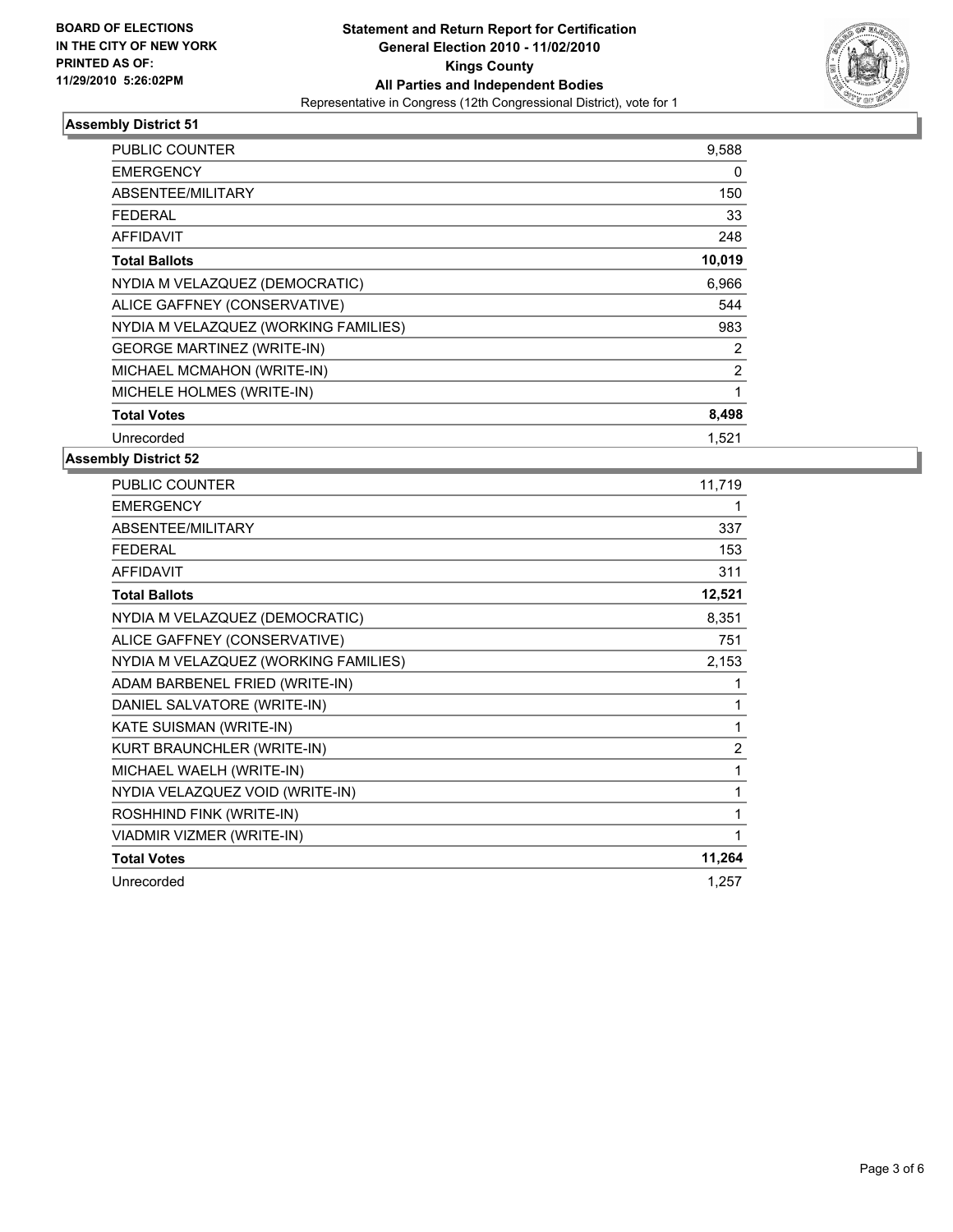**BOARD OF ELECTIONS IN THE CITY OF NEW YORK PRINTED AS OF: 11/29/2010 5:26:02PM**

**Statement and Return Report for Certification General Election 2010 - 11/02/2010 Kings County All Parties and Independent Bodies**

Representative in Congress (12th Congressional District), vote for 1

## Assembly District 51

| | |
|---|---|
| PUBLIC COUNTER | 9,588 |
| EMERGENCY | 0 |
| ABSENTEE/MILITARY | 150 |
| FEDERAL | 33 |
| AFFIDAVIT | 248 |
| **Total Ballots** | **10,019** |
| NYDIA M VELAZQUEZ (DEMOCRATIC) | 6,966 |
| ALICE GAFFNEY (CONSERVATIVE) | 544 |
| NYDIA M VELAZQUEZ (WORKING FAMILIES) | 983 |
| GEORGE MARTINEZ (WRITE-IN) | 2 |
| MICHAEL MCMAHON (WRITE-IN) | 2 |
| MICHELE HOLMES (WRITE-IN) | 1 |
| **Total Votes** | **8,498** |
| Unrecorded | 1,521 |

## Assembly District 52

| | |
|---|---|
| PUBLIC COUNTER | 11,719 |
| EMERGENCY | 1 |
| ABSENTEE/MILITARY | 337 |
| FEDERAL | 153 |
| AFFIDAVIT | 311 |
| **Total Ballots** | **12,521** |
| NYDIA M VELAZQUEZ (DEMOCRATIC) | 8,351 |
| ALICE GAFFNEY (CONSERVATIVE) | 751 |
| NYDIA M VELAZQUEZ (WORKING FAMILIES) | 2,153 |
| ADAM BARBENEL FRIED (WRITE-IN) | 1 |
| DANIEL SALVATORE (WRITE-IN) | 1 |
| KATE SUISMAN (WRITE-IN) | 1 |
| KURT BRAUNCHLER (WRITE-IN) | 2 |
| MICHAEL WAELH (WRITE-IN) | 1 |
| NYDIA VELAZQUEZ VOID (WRITE-IN) | 1 |
| ROSHHIND FINK (WRITE-IN) | 1 |
| VIADMIR VIZMER (WRITE-IN) | 1 |
| **Total Votes** | **11,264** |
| Unrecorded | 1,257 |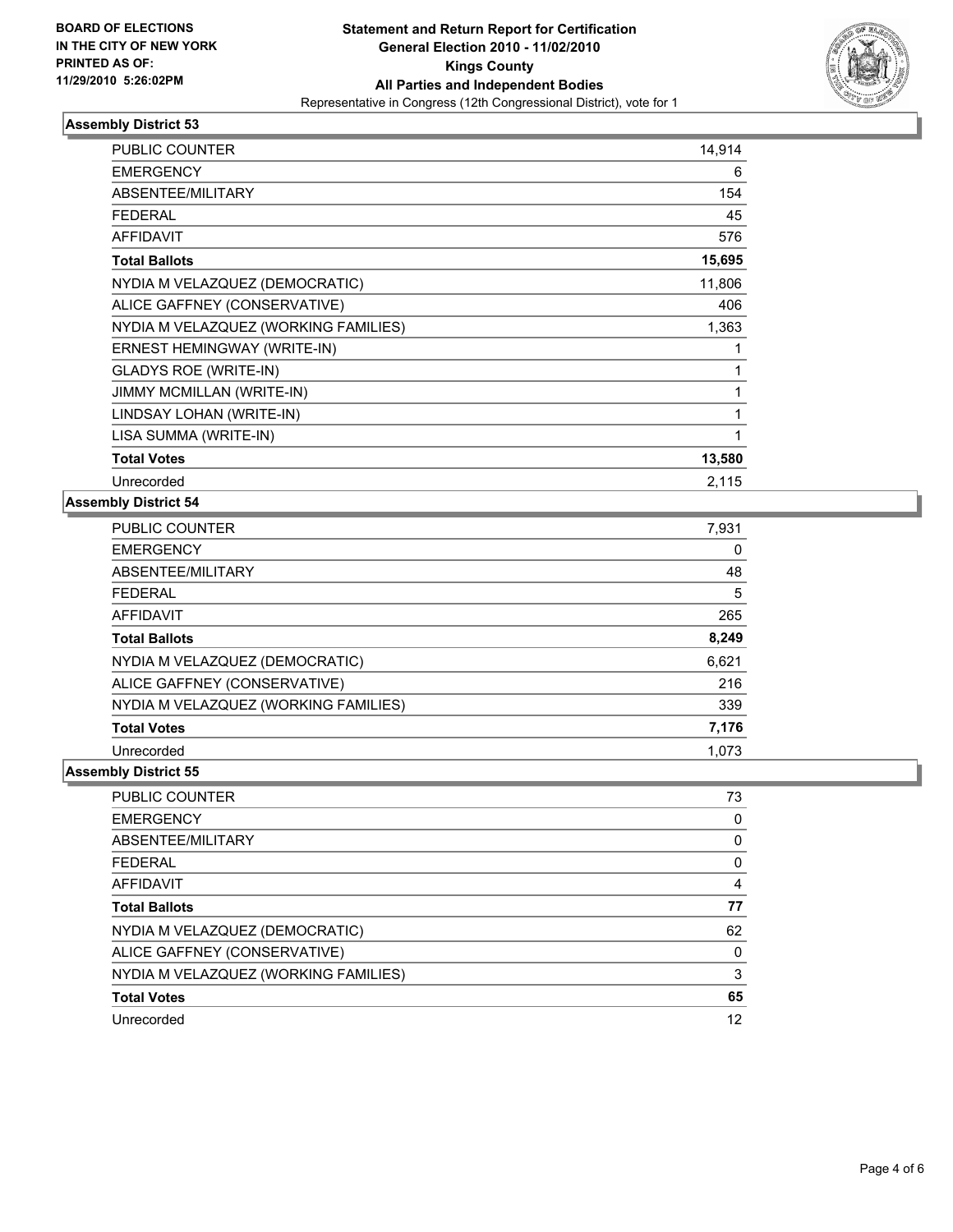BOARD OF ELECTIONS
IN THE CITY OF NEW YORK
PRINTED AS OF:
11/29/2010 5:26:02PM

**Statement and Return Report for Certification**
**General Election 2010 - 11/02/2010**
**Kings County**
**All Parties and Independent Bodies**
Representative in Congress (12th Congressional District), vote for 1

### Assembly District 53

| | |
|---|---|
| PUBLIC COUNTER | 14,914 |
| EMERGENCY | 6 |
| ABSENTEE/MILITARY | 154 |
| FEDERAL | 45 |
| AFFIDAVIT | 576 |
| **Total Ballots** | **15,695** |
| NYDIA M VELAZQUEZ (DEMOCRATIC) | 11,806 |
| ALICE GAFFNEY (CONSERVATIVE) | 406 |
| NYDIA M VELAZQUEZ (WORKING FAMILIES) | 1,363 |
| ERNEST HEMINGWAY (WRITE-IN) | 1 |
| GLADYS ROE (WRITE-IN) | 1 |
| JIMMY MCMILLAN (WRITE-IN) | 1 |
| LINDSAY LOHAN (WRITE-IN) | 1 |
| LISA SUMMA (WRITE-IN) | 1 |
| **Total Votes** | **13,580** |
| Unrecorded | 2,115 |

### Assembly District 54

| | |
|---|---|
| PUBLIC COUNTER | 7,931 |
| EMERGENCY | 0 |
| ABSENTEE/MILITARY | 48 |
| FEDERAL | 5 |
| AFFIDAVIT | 265 |
| **Total Ballots** | **8,249** |
| NYDIA M VELAZQUEZ (DEMOCRATIC) | 6,621 |
| ALICE GAFFNEY (CONSERVATIVE) | 216 |
| NYDIA M VELAZQUEZ (WORKING FAMILIES) | 339 |
| **Total Votes** | **7,176** |
| Unrecorded | 1,073 |

### Assembly District 55

| | |
|---|---|
| PUBLIC COUNTER | 73 |
| EMERGENCY | 0 |
| ABSENTEE/MILITARY | 0 |
| FEDERAL | 0 |
| AFFIDAVIT | 4 |
| **Total Ballots** | **77** |
| NYDIA M VELAZQUEZ (DEMOCRATIC) | 62 |
| ALICE GAFFNEY (CONSERVATIVE) | 0 |
| NYDIA M VELAZQUEZ (WORKING FAMILIES) | 3 |
| **Total Votes** | **65** |
| Unrecorded | 12 |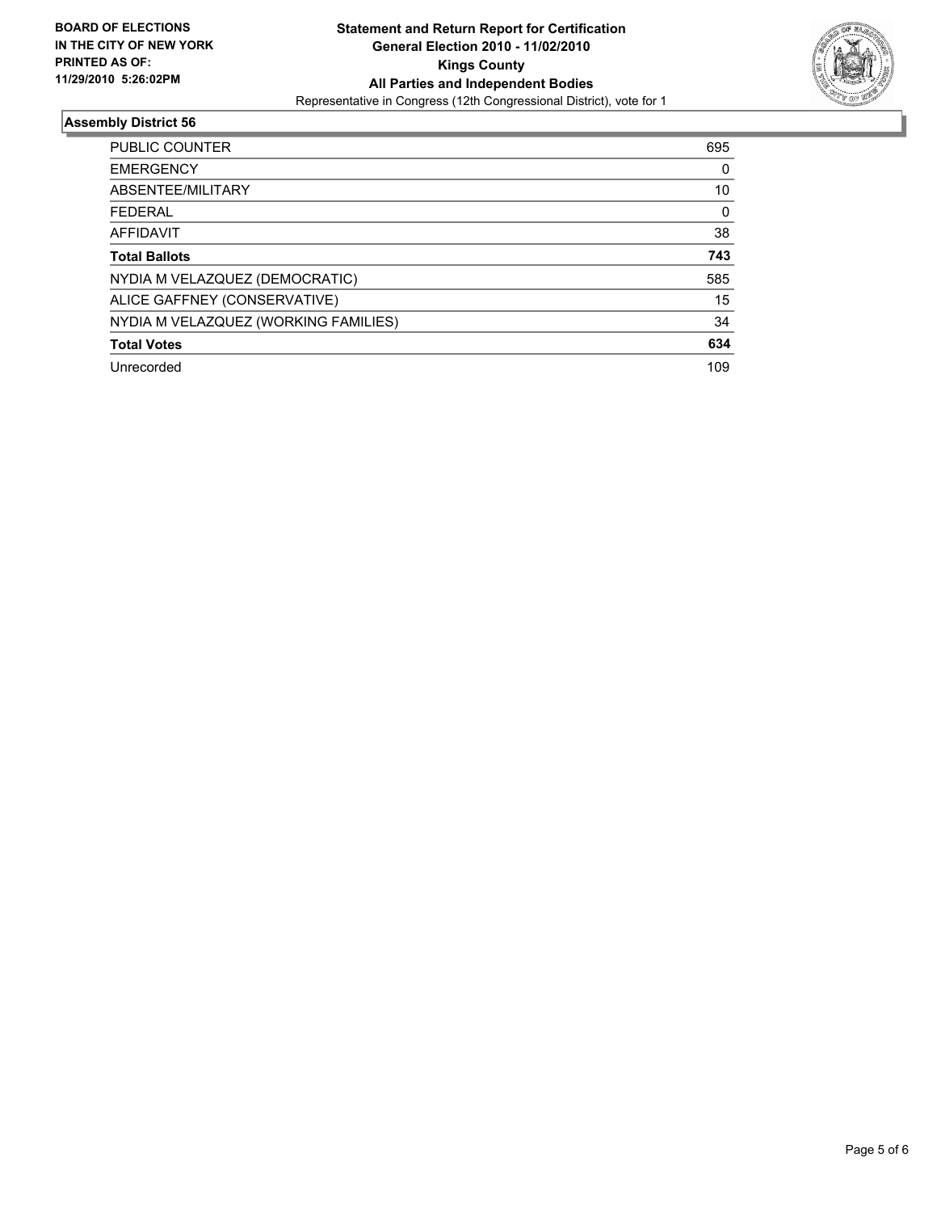**BOARD OF ELECTIONS IN THE CITY OF NEW YORK PRINTED AS OF: 11/29/2010 5:26:02PM**

# Statement and Return Report for Certification
## General Election 2010 - 11/02/2010
## Kings County
## All Parties and Independent Bodies
Representative in Congress (12th Congressional District), vote for 1

### Assembly District 56

| | |
|---|---|
| PUBLIC COUNTER | 695 |
| EMERGENCY | 0 |
| ABSENTEE/MILITARY | 10 |
| FEDERAL | 0 |
| AFFIDAVIT | 38 |
| **Total Ballots** | **743** |
| NYDIA M VELAZQUEZ (DEMOCRATIC) | 585 |
| ALICE GAFFNEY (CONSERVATIVE) | 15 |
| NYDIA M VELAZQUEZ (WORKING FAMILIES) | 34 |
| **Total Votes** | **634** |
| Unrecorded | 109 |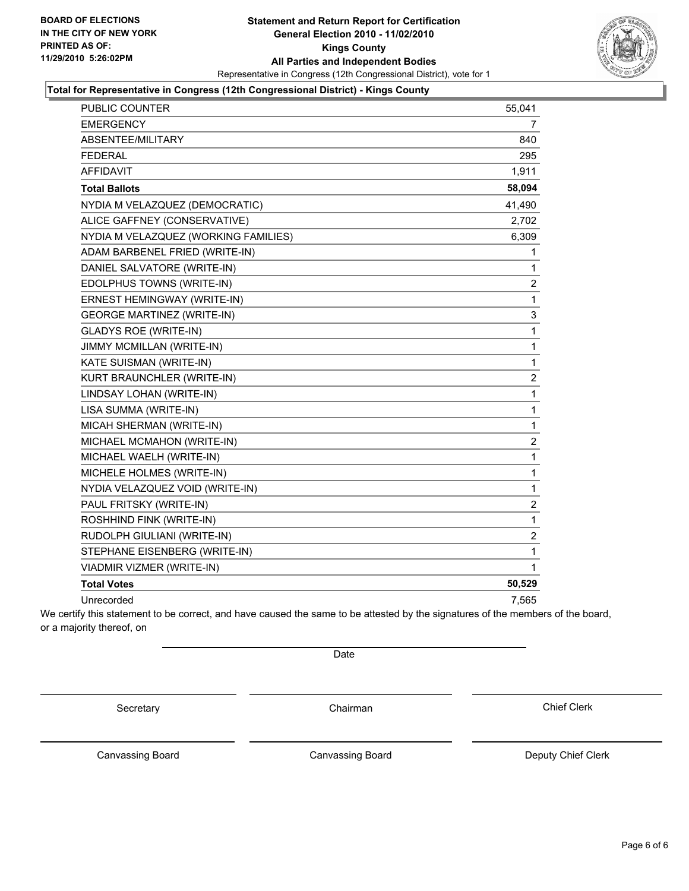**BOARD OF ELECTIONS IN THE CITY OF NEW YORK PRINTED AS OF: 11/29/2010 5:26:02PM**

# Statement and Return Report for Certification
## General Election 2010 - 11/02/2010
## Kings County
## All Parties and Independent Bodies

Representative in Congress (12th Congressional District), vote for 1

**Total for Representative in Congress (12th Congressional District) - Kings County**

| | |
|---|---|
| PUBLIC COUNTER | 55,041 |
| EMERGENCY | 7 |
| ABSENTEE/MILITARY | 840 |
| FEDERAL | 295 |
| AFFIDAVIT | 1,911 |
| **Total Ballots** | **58,094** |
| NYDIA M VELAZQUEZ (DEMOCRATIC) | 41,490 |
| ALICE GAFFNEY (CONSERVATIVE) | 2,702 |
| NYDIA M VELAZQUEZ (WORKING FAMILIES) | 6,309 |
| ADAM BARBENEL FRIED (WRITE-IN) | 1 |
| DANIEL SALVATORE (WRITE-IN) | 1 |
| EDOLPHUS TOWNS (WRITE-IN) | 2 |
| ERNEST HEMINGWAY (WRITE-IN) | 1 |
| GEORGE MARTINEZ (WRITE-IN) | 3 |
| GLADYS ROE (WRITE-IN) | 1 |
| JIMMY MCMILLAN (WRITE-IN) | 1 |
| KATE SUISMAN (WRITE-IN) | 1 |
| KURT BRAUNCHLER (WRITE-IN) | 2 |
| LINDSAY LOHAN (WRITE-IN) | 1 |
| LISA SUMMA (WRITE-IN) | 1 |
| MICAH SHERMAN (WRITE-IN) | 1 |
| MICHAEL MCMAHON (WRITE-IN) | 2 |
| MICHAEL WAELH (WRITE-IN) | 1 |
| MICHELE HOLMES (WRITE-IN) | 1 |
| NYDIA VELAZQUEZ VOID (WRITE-IN) | 1 |
| PAUL FRITSKY (WRITE-IN) | 2 |
| ROSHHIND FINK (WRITE-IN) | 1 |
| RUDOLPH GIULIANI (WRITE-IN) | 2 |
| STEPHANE EISENBERG (WRITE-IN) | 1 |
| VIADMIR VIZMER (WRITE-IN) | 1 |
| **Total Votes** | **50,529** |
| Unrecorded | 7,565 |

We certify this statement to be correct, and have caused the same to be attested by the signatures of the members of the board, or a majority thereof, on

Date

Secretary | Chairman | Chief Clerk

Canvassing Board | Canvassing Board | Deputy Chief Clerk